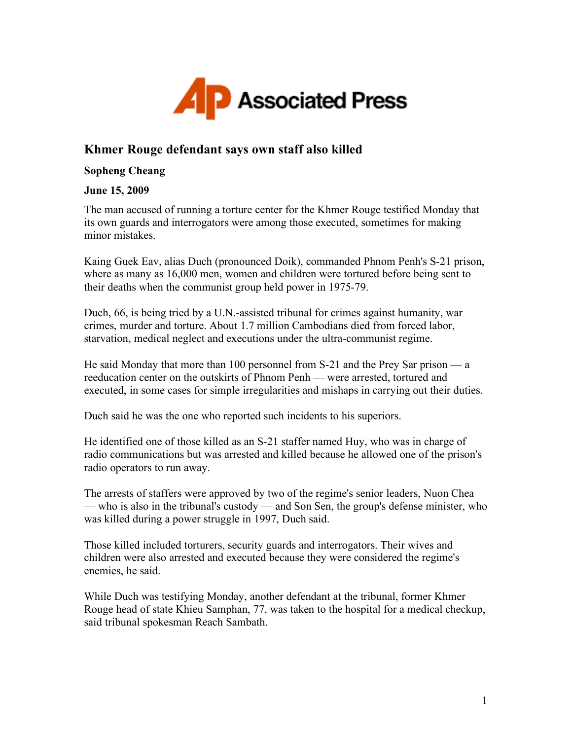Associated Press

## Khmer Rouge defendant says own staff also killed

**Sopheng Cheang**

**June 15, 2009**

The man accused of running a torture center for the Khmer Rouge testified Monday that its own guards and interrogators were among those executed, sometimes for making minor mistakes.

Kaing Guek Eav, alias Duch (pronounced Doik), commanded Phnom Penh's S-21 prison, where as many as 16,000 men, women and children were tortured before being sent to their deaths when the communist group held power in 1975-79.

Duch, 66, is being tried by a U.N.-assisted tribunal for crimes against humanity, war crimes, murder and torture. About 1.7 million Cambodians died from forced labor, starvation, medical neglect and executions under the ultra-communist regime.

He said Monday that more than 100 personnel from S-21 and the Prey Sar prison — a reeducation center on the outskirts of Phnom Penh — were arrested, tortured and executed, in some cases for simple irregularities and mishaps in carrying out their duties.

Duch said he was the one who reported such incidents to his superiors.

He identified one of those killed as an S-21 staffer named Huy, who was in charge of radio communications but was arrested and killed because he allowed one of the prison's radio operators to run away.

The arrests of staffers were approved by two of the regime's senior leaders, Nuon Chea — who is also in the tribunal's custody — and Son Sen, the group's defense minister, who was killed during a power struggle in 1997, Duch said.

Those killed included torturers, security guards and interrogators. Their wives and children were also arrested and executed because they were considered the regime's enemies, he said.

While Duch was testifying Monday, another defendant at the tribunal, former Khmer Rouge head of state Khieu Samphan, 77, was taken to the hospital for a medical checkup, said tribunal spokesman Reach Sambath.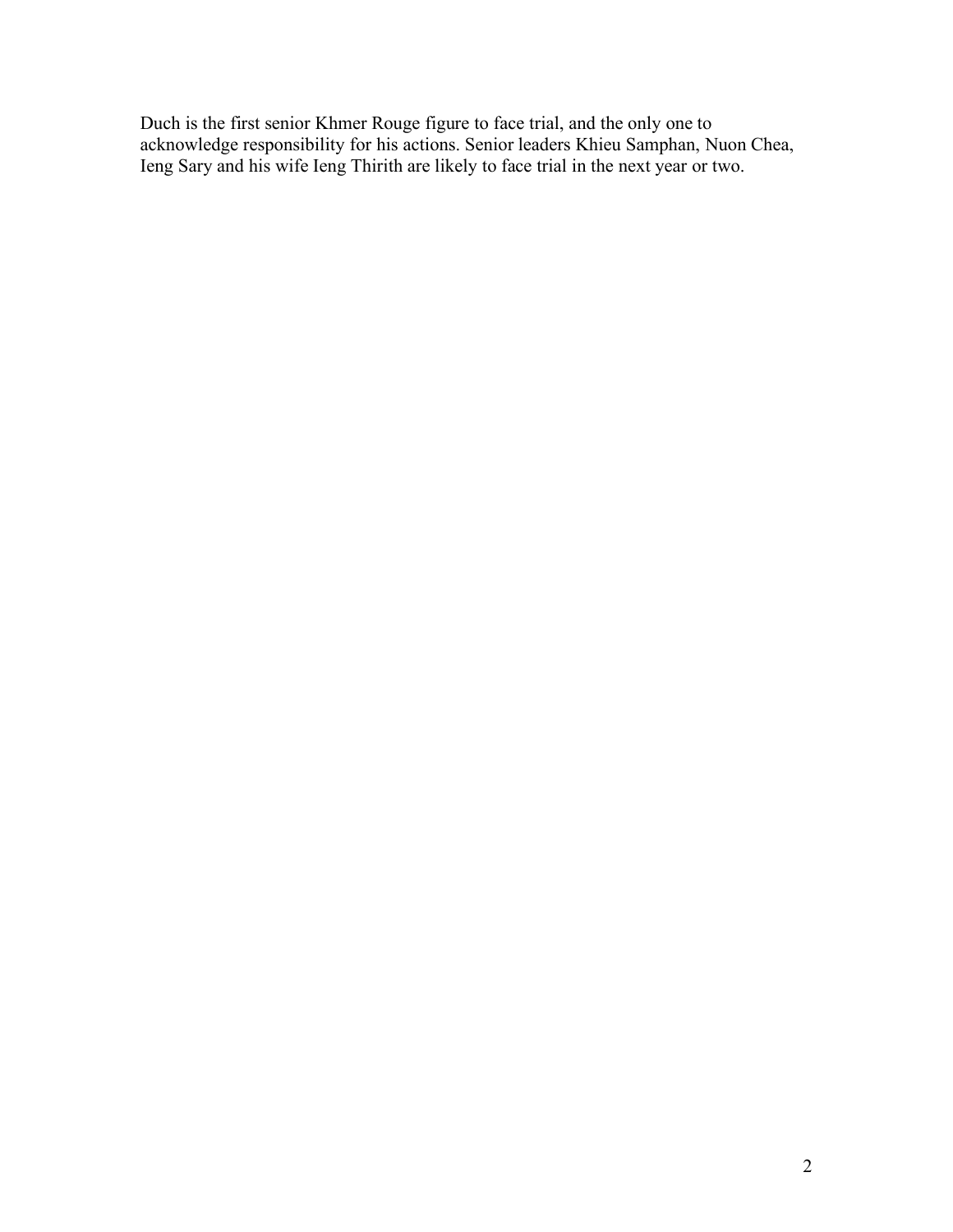Duch is the first senior Khmer Rouge figure to face trial, and the only one to acknowledge responsibility for his actions. Senior leaders Khieu Samphan, Nuon Chea, Ieng Sary and his wife Ieng Thirith are likely to face trial in the next year or two.